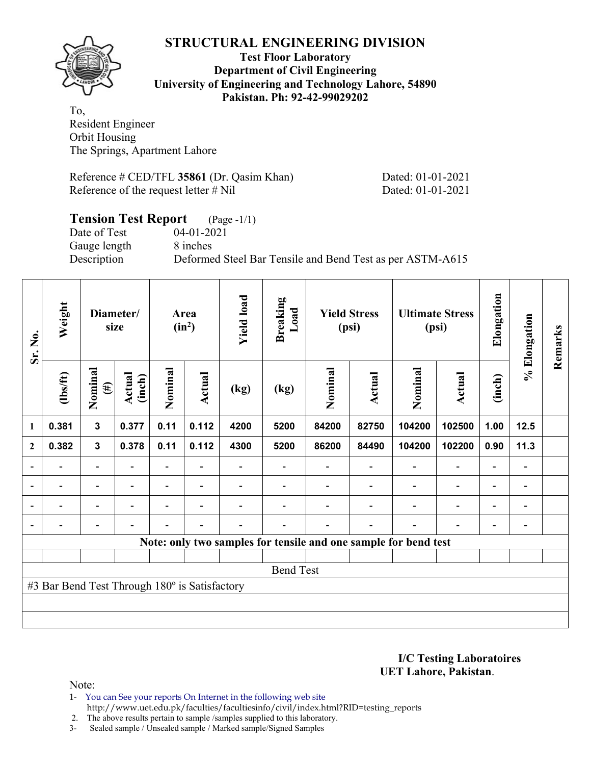# STRUCTURAL ENGINEERING DIVISION

**Test Floor Laboratory**
**Department of Civil Engineering**
**University of Engineering and Technology Lahore, 54890**
**Pakistan. Ph: 92-42-99029202**

To,
Resident Engineer
Orbit Housing
The Springs, Apartment Lahore

Reference # CED/TFL **35861** (Dr. Qasim Khan) Dated: 01-01-2021
Reference of the request letter # Nil Dated: 01-01-2021

## Tension Test Report (Page -1/1)

Date of Test 04-01-2021
Gauge length 8 inches
Description Deformed Steel Bar Tensile and Bend Test as per ASTM-A615

| Sr. No. | Weight | Diameter/ size | | Area ($in^2$) | | Yield load | Breaking Load | Yield Stress (psi) | | Ultimate Stress (psi) | | Elongation | % Elongation | Remarks |
|---|---|---|---|---|---|---|---|---|---|---|---|---|---|---|
| | (lbs/ft) | Nominal (#) | Actual (inch) | Nominal | Actual | (kg) | (kg) | Nominal | Actual | Nominal | Actual | (inch) | | |
| 1 | 0.381 | 3 | 0.377 | 0.11 | 0.112 | 4200 | 5200 | 84200 | 82750 | 104200 | 102500 | 1.00 | 12.5 | |
| 2 | 0.382 | 3 | 0.378 | 0.11 | 0.112 | 4300 | 5200 | 86200 | 84490 | 104200 | 102200 | 0.90 | 11.3 | |
| - | - | - | - | - | - | - | - | - | - | - | - | - | - | |
| - | - | - | - | - | - | - | - | - | - | - | - | - | - | |
| - | - | - | - | - | - | - | - | - | - | - | - | - | - | |
| - | - | - | - | - | - | - | - | - | - | - | - | - | - | |

**Note: only two samples for tensile and one sample for bend test**

Bend Test

#3 Bar Bend Test Through 180º is Satisfactory

**I/C Testing Laboratoires**
**UET Lahore, Pakistan**.

Note:
1- You can See your reports On Internet in the following web site
http://www.uet.edu.pk/faculties/facultiesinfo/civil/index.html?RID=testing_reports
2. The above results pertain to sample /samples supplied to this laboratory.
3- Sealed sample / Unsealed sample / Marked sample/Signed Samples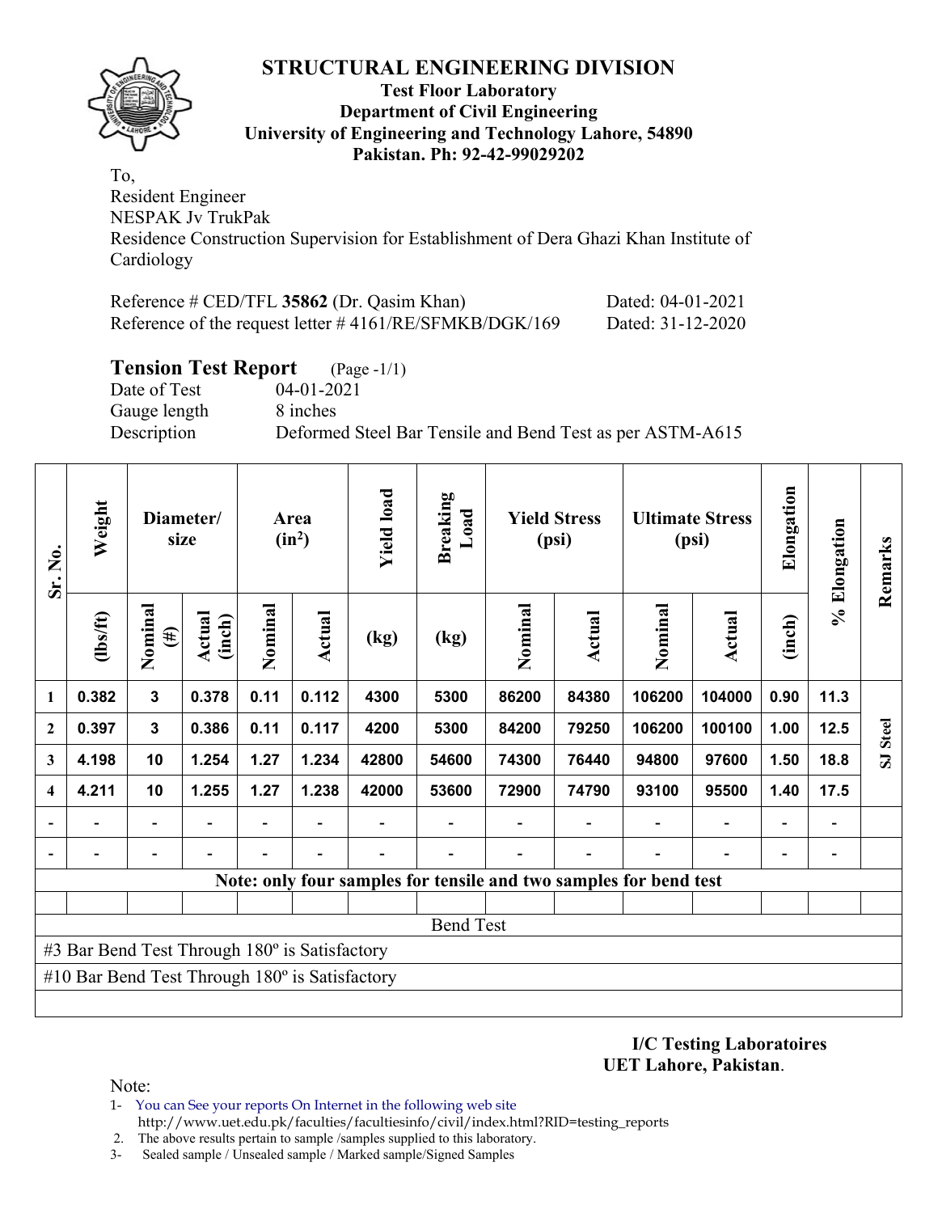# STRUCTURAL ENGINEERING DIVISION

**Test Floor Laboratory**
**Department of Civil Engineering**
**University of Engineering and Technology Lahore, 54890**
**Pakistan. Ph: 92-42-99029202**

To,
Resident Engineer
NESPAK Jv TrukPak
Residence Construction Supervision for Establishment of Dera Ghazi Khan Institute of Cardiology

Reference # CED/TFL **35862** (Dr. Qasim Khan) Dated: 04-01-2021
Reference of the request letter # 4161/RE/SFMKB/DGK/169 Dated: 31-12-2020

## Tension Test Report (Page -1/1)

Date of Test 04-01-2021
Gauge length 8 inches
Description Deformed Steel Bar Tensile and Bend Test as per ASTM-A615

| Sr. No. | Weight | Diameter/ size | | Area ($in^2$) | | Yield load | Breaking Load | Yield Stress (psi) | | Ultimate Stress (psi) | | Elongation | % Elongation | Remarks |
|---|---|---|---|---|---|---|---|---|---|---|---|---|---|---|
| | (lbs/ft) | Nominal (#) | Actual (inch) | Nominal | Actual | (kg) | (kg) | Nominal | Actual | Nominal | Actual | (inch) | | |
| 1 | 0.382 | 3 | 0.378 | 0.11 | 0.112 | 4300 | 5300 | 86200 | 84380 | 106200 | 104000 | 0.90 | 11.3 | SJ Steel |
| 2 | 0.397 | 3 | 0.386 | 0.11 | 0.117 | 4200 | 5300 | 84200 | 79250 | 106200 | 100100 | 1.00 | 12.5 | |
| 3 | 4.198 | 10 | 1.254 | 1.27 | 1.234 | 42800 | 54600 | 74300 | 76440 | 94800 | 97600 | 1.50 | 18.8 | |
| 4 | 4.211 | 10 | 1.255 | 1.27 | 1.238 | 42000 | 53600 | 72900 | 74790 | 93100 | 95500 | 1.40 | 17.5 | |
| - | - | - | - | - | - | - | - | - | - | - | - | - | - | |
| - | - | - | - | - | - | - | - | - | - | - | - | - | - | |

Note: only four samples for tensile and two samples for bend test

**Bend Test**

#3 Bar Bend Test Through 180º is Satisfactory

#10 Bar Bend Test Through 180º is Satisfactory

**I/C Testing Laboratoires**
**UET Lahore, Pakistan**.

Note:
1- You can See your reports On Internet in the following web site
http://www.uet.edu.pk/faculties/facultiesinfo/civil/index.html?RID=testing_reports
2. The above results pertain to sample /samples supplied to this laboratory.
3- Sealed sample / Unsealed sample / Marked sample/Signed Samples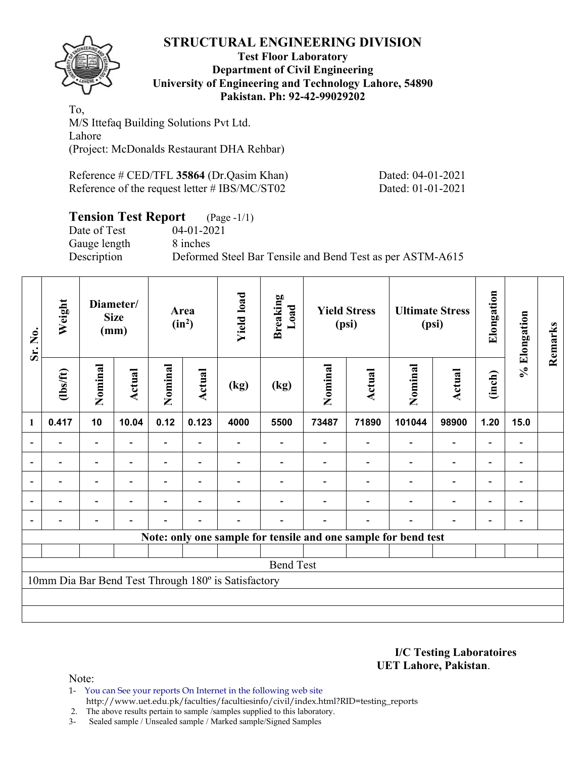# STRUCTURAL ENGINEERING DIVISION

**Test Floor Laboratory**
**Department of Civil Engineering**
**University of Engineering and Technology Lahore, 54890**
**Pakistan. Ph: 92-42-99029202**

To,
M/S Ittefaq Building Solutions Pvt Ltd.
Lahore
(Project: McDonalds Restaurant DHA Rehbar)

Reference # CED/TFL **35864** (Dr.Qasim Khan) Dated: 04-01-2021
Reference of the request letter # IBS/MC/ST02 Dated: 01-01-2021

## Tension Test Report (Page -1/1)

Date of Test 04-01-2021
Gauge length 8 inches
Description Deformed Steel Bar Tensile and Bend Test as per ASTM-A615

| Sr. No. | Weight | Diameter/ Size (mm) | | Area ($in^2$) | | Yield load | Breaking Load | Yield Stress (psi) | | Ultimate Stress (psi) | | Elongation | % Elongation | Remarks |
|---|---|---|---|---|---|---|---|---|---|---|---|---|---|---|
| | (lbs/ft) | Nominal | Actual | Nominal | Actual | (kg) | (kg) | Nominal | Actual | Nominal | Actual | (inch) | | |
| **1** | **0.417** | **10** | **10.04** | **0.12** | **0.123** | **4000** | **5500** | **73487** | **71890** | **101044** | **98900** | **1.20** | **15.0** | |
| - | - | - | - | - | - | - | - | - | - | - | - | - | - | |
| - | - | - | - | - | - | - | - | - | - | - | - | - | - | |
| - | - | - | - | - | - | - | - | - | - | - | - | - | - | |
| - | - | - | - | - | - | - | - | - | - | - | - | - | - | |
| - | - | - | - | - | - | - | - | - | - | - | - | - | - | |
| **Note: only one sample for tensile and one sample for bend test** | | | | | | | | | | | | | | |
| Bend Test | | | | | | | | | | | | | | |
| 10mm Dia Bar Bend Test Through 180º is Satisfactory | | | | | | | | | | | | | | |

**I/C Testing Laboratoires**
**UET Lahore, Pakistan.**

Note:

1- You can See your reports On Internet in the following web site
http://www.uet.edu.pk/faculties/facultiesinfo/civil/index.html?RID=testing_reports
2. The above results pertain to sample /samples supplied to this laboratory.
3- Sealed sample / Unsealed sample / Marked sample/Signed Samples